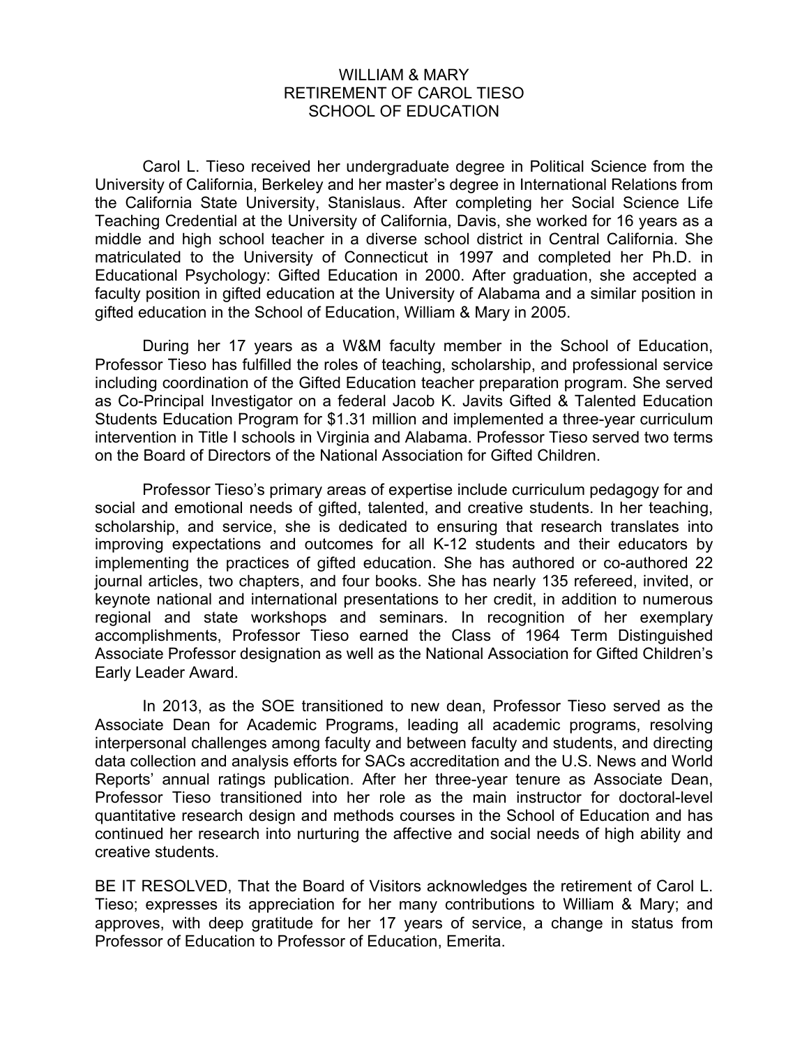# WILLIAM & MARY
## RETIREMENT OF CAROL TIESO
## SCHOOL OF EDUCATION

Carol L. Tieso received her undergraduate degree in Political Science from the University of California, Berkeley and her master's degree in International Relations from the California State University, Stanislaus. After completing her Social Science Life Teaching Credential at the University of California, Davis, she worked for 16 years as a middle and high school teacher in a diverse school district in Central California. She matriculated to the University of Connecticut in 1997 and completed her Ph.D. in Educational Psychology: Gifted Education in 2000. After graduation, she accepted a faculty position in gifted education at the University of Alabama and a similar position in gifted education in the School of Education, William & Mary in 2005.

During her 17 years as a W&M faculty member in the School of Education, Professor Tieso has fulfilled the roles of teaching, scholarship, and professional service including coordination of the Gifted Education teacher preparation program. She served as Co-Principal Investigator on a federal Jacob K. Javits Gifted & Talented Education Students Education Program for $1.31 million and implemented a three-year curriculum intervention in Title I schools in Virginia and Alabama. Professor Tieso served two terms on the Board of Directors of the National Association for Gifted Children.

Professor Tieso's primary areas of expertise include curriculum pedagogy for and social and emotional needs of gifted, talented, and creative students. In her teaching, scholarship, and service, she is dedicated to ensuring that research translates into improving expectations and outcomes for all K-12 students and their educators by implementing the practices of gifted education. She has authored or co-authored 22 journal articles, two chapters, and four books. She has nearly 135 refereed, invited, or keynote national and international presentations to her credit, in addition to numerous regional and state workshops and seminars. In recognition of her exemplary accomplishments, Professor Tieso earned the Class of 1964 Term Distinguished Associate Professor designation as well as the National Association for Gifted Children's Early Leader Award.

In 2013, as the SOE transitioned to new dean, Professor Tieso served as the Associate Dean for Academic Programs, leading all academic programs, resolving interpersonal challenges among faculty and between faculty and students, and directing data collection and analysis efforts for SACs accreditation and the U.S. News and World Reports' annual ratings publication. After her three-year tenure as Associate Dean, Professor Tieso transitioned into her role as the main instructor for doctoral-level quantitative research design and methods courses in the School of Education and has continued her research into nurturing the affective and social needs of high ability and creative students.

BE IT RESOLVED, That the Board of Visitors acknowledges the retirement of Carol L. Tieso; expresses its appreciation for her many contributions to William & Mary; and approves, with deep gratitude for her 17 years of service, a change in status from Professor of Education to Professor of Education, Emerita.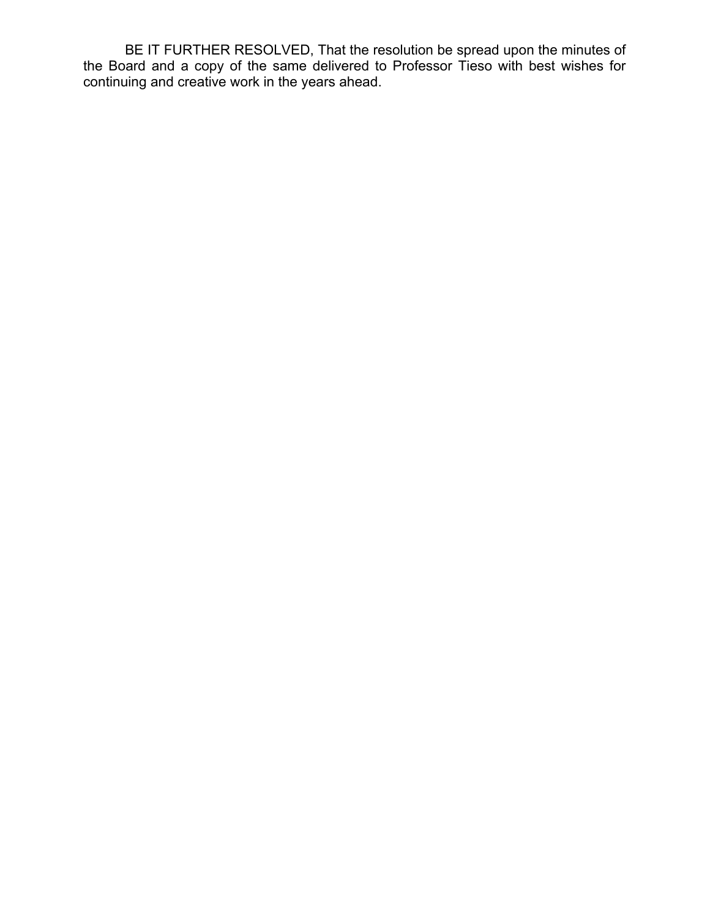BE IT FURTHER RESOLVED, That the resolution be spread upon the minutes of the Board and a copy of the same delivered to Professor Tieso with best wishes for continuing and creative work in the years ahead.